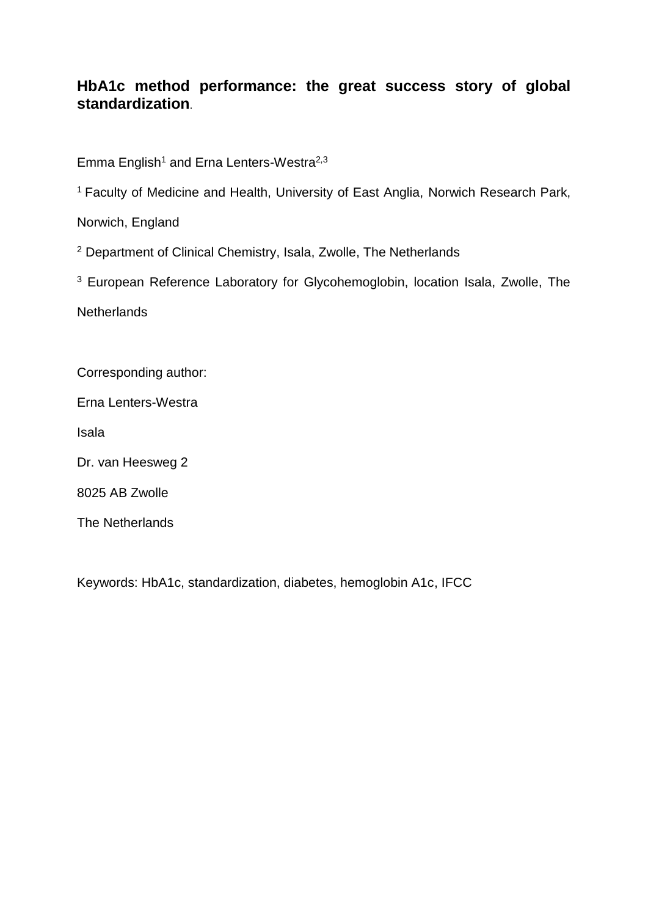# HbA1c method performance: the great success story of global standardization.

Emma English[1] and Erna Lenters-Westra[2,3]

[1] Faculty of Medicine and Health, University of East Anglia, Norwich Research Park, Norwich, England

[2] Department of Clinical Chemistry, Isala, Zwolle, The Netherlands

[3] European Reference Laboratory for Glycohemoglobin, location Isala, Zwolle, The Netherlands

Corresponding author:

Erna Lenters-Westra

Isala

Dr. van Heesweg 2

8025 AB Zwolle

The Netherlands

Keywords: HbA1c, standardization, diabetes, hemoglobin A1c, IFCC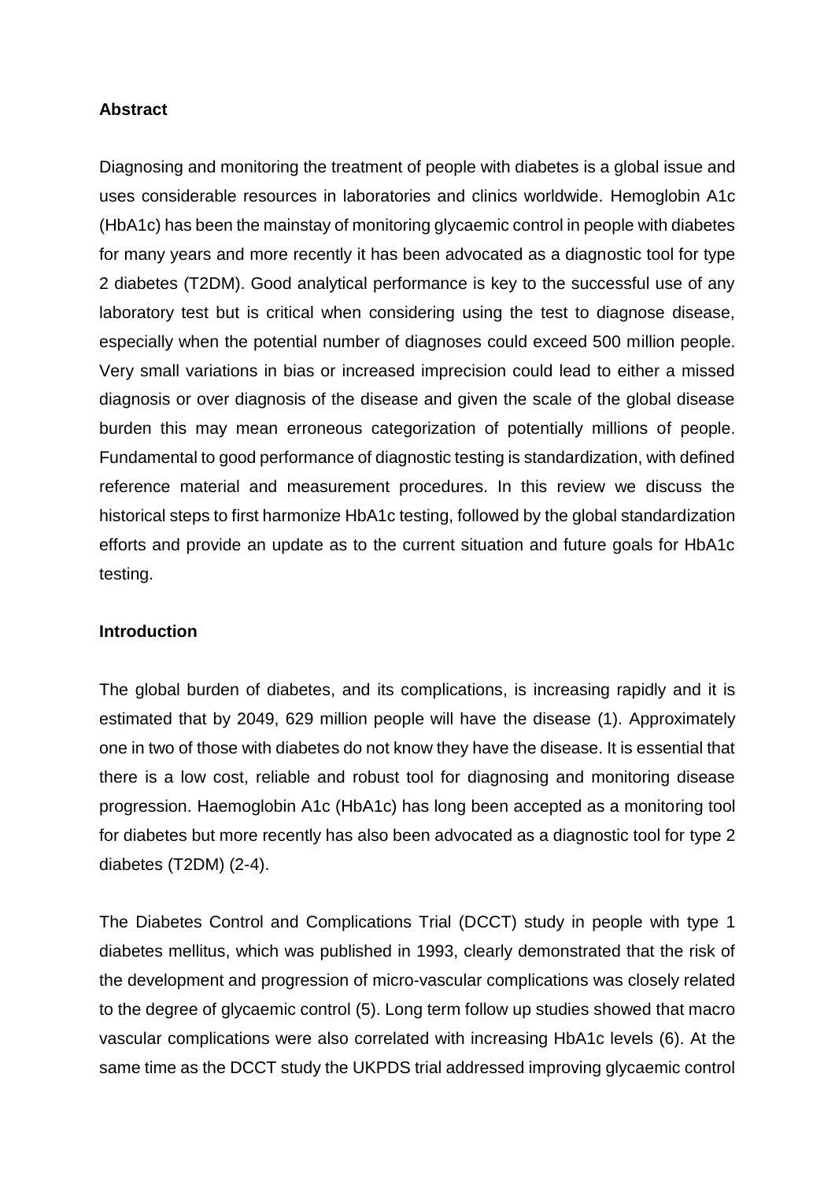**Abstract**

Diagnosing and monitoring the treatment of people with diabetes is a global issue and uses considerable resources in laboratories and clinics worldwide. Hemoglobin A1c (HbA1c) has been the mainstay of monitoring glycaemic control in people with diabetes for many years and more recently it has been advocated as a diagnostic tool for type 2 diabetes (T2DM). Good analytical performance is key to the successful use of any laboratory test but is critical when considering using the test to diagnose disease, especially when the potential number of diagnoses could exceed 500 million people. Very small variations in bias or increased imprecision could lead to either a missed diagnosis or over diagnosis of the disease and given the scale of the global disease burden this may mean erroneous categorization of potentially millions of people. Fundamental to good performance of diagnostic testing is standardization, with defined reference material and measurement procedures. In this review we discuss the historical steps to first harmonize HbA1c testing, followed by the global standardization efforts and provide an update as to the current situation and future goals for HbA1c testing.

**Introduction**

The global burden of diabetes, and its complications, is increasing rapidly and it is estimated that by 2049, 629 million people will have the disease (1). Approximately one in two of those with diabetes do not know they have the disease. It is essential that there is a low cost, reliable and robust tool for diagnosing and monitoring disease progression. Haemoglobin A1c (HbA1c) has long been accepted as a monitoring tool for diabetes but more recently has also been advocated as a diagnostic tool for type 2 diabetes (T2DM) (2-4).

The Diabetes Control and Complications Trial (DCCT) study in people with type 1 diabetes mellitus, which was published in 1993, clearly demonstrated that the risk of the development and progression of micro-vascular complications was closely related to the degree of glycaemic control (5). Long term follow up studies showed that macro vascular complications were also correlated with increasing HbA1c levels (6). At the same time as the DCCT study the UKPDS trial addressed improving glycaemic control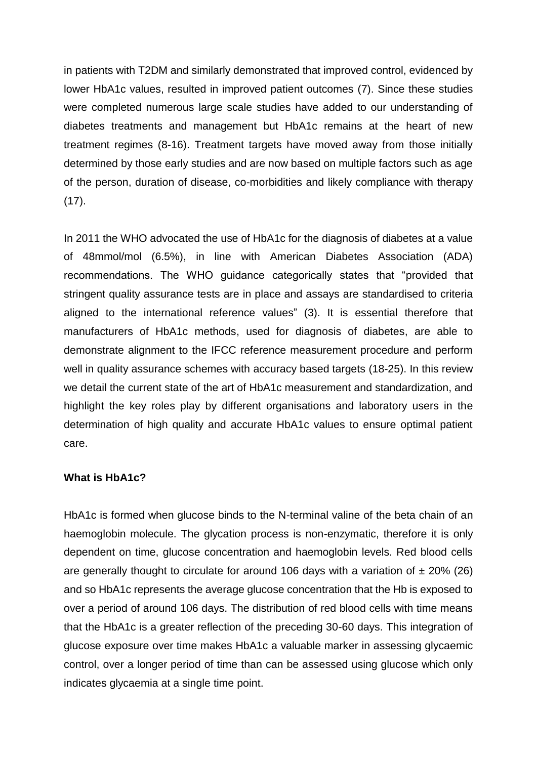in patients with T2DM and similarly demonstrated that improved control, evidenced by lower HbA1c values, resulted in improved patient outcomes (7). Since these studies were completed numerous large scale studies have added to our understanding of diabetes treatments and management but HbA1c remains at the heart of new treatment regimes (8-16). Treatment targets have moved away from those initially determined by those early studies and are now based on multiple factors such as age of the person, duration of disease, co-morbidities and likely compliance with therapy (17).

In 2011 the WHO advocated the use of HbA1c for the diagnosis of diabetes at a value of 48mmol/mol (6.5%), in line with American Diabetes Association (ADA) recommendations. The WHO guidance categorically states that "provided that stringent quality assurance tests are in place and assays are standardised to criteria aligned to the international reference values" (3). It is essential therefore that manufacturers of HbA1c methods, used for diagnosis of diabetes, are able to demonstrate alignment to the IFCC reference measurement procedure and perform well in quality assurance schemes with accuracy based targets (18-25). In this review we detail the current state of the art of HbA1c measurement and standardization, and highlight the key roles play by different organisations and laboratory users in the determination of high quality and accurate HbA1c values to ensure optimal patient care.

**What is HbA1c?**

HbA1c is formed when glucose binds to the N-terminal valine of the beta chain of an haemoglobin molecule. The glycation process is non-enzymatic, therefore it is only dependent on time, glucose concentration and haemoglobin levels. Red blood cells are generally thought to circulate for around 106 days with a variation of ± 20% (26) and so HbA1c represents the average glucose concentration that the Hb is exposed to over a period of around 106 days. The distribution of red blood cells with time means that the HbA1c is a greater reflection of the preceding 30-60 days. This integration of glucose exposure over time makes HbA1c a valuable marker in assessing glycaemic control, over a longer period of time than can be assessed using glucose which only indicates glycaemia at a single time point.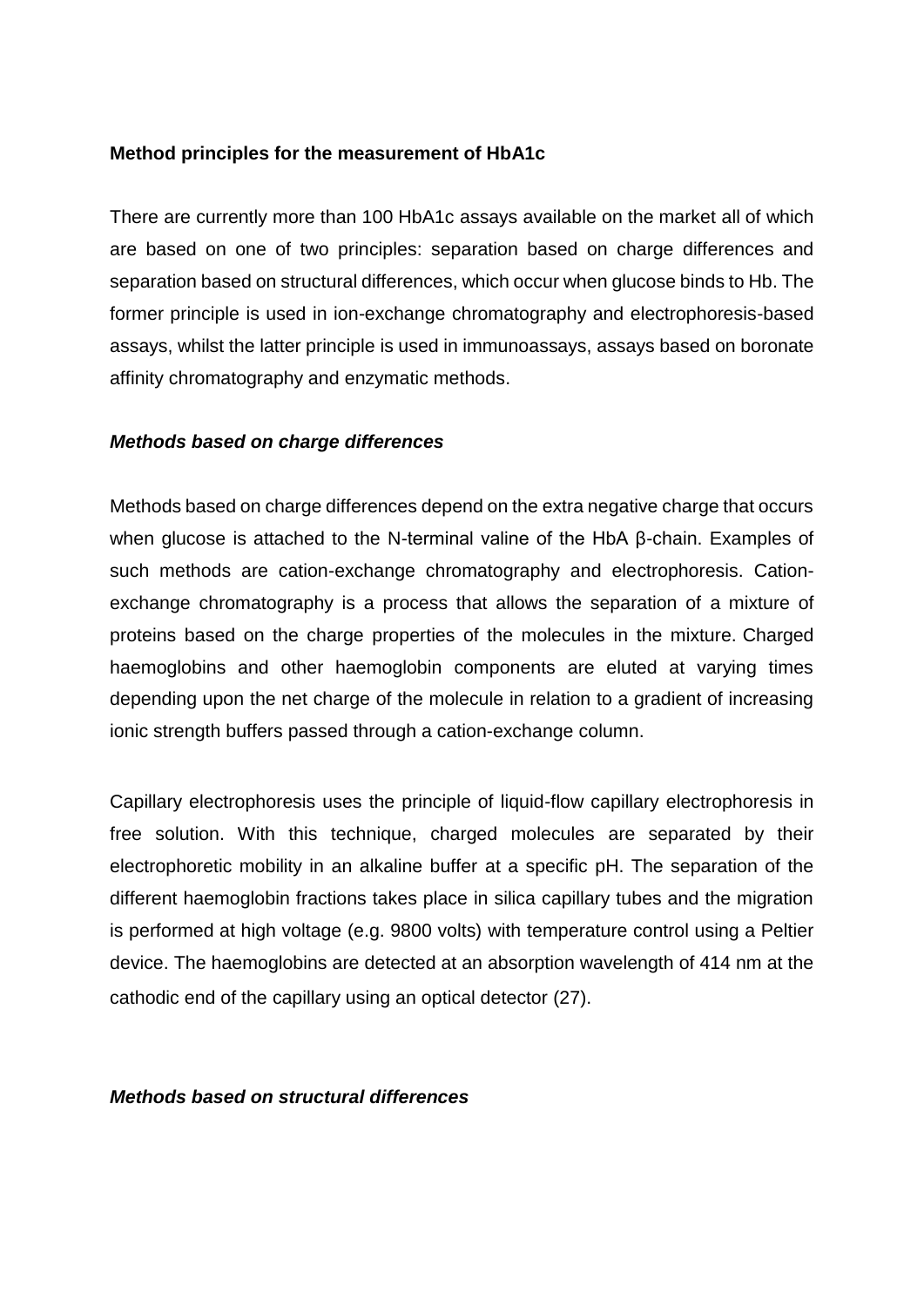**Method principles for the measurement of HbA1c**

There are currently more than 100 HbA1c assays available on the market all of which are based on one of two principles: separation based on charge differences and separation based on structural differences, which occur when glucose binds to Hb. The former principle is used in ion-exchange chromatography and electrophoresis-based assays, whilst the latter principle is used in immunoassays, assays based on boronate affinity chromatography and enzymatic methods.

***Methods based on charge differences***

Methods based on charge differences depend on the extra negative charge that occurs when glucose is attached to the N-terminal valine of the HbA β-chain. Examples of such methods are cation-exchange chromatography and electrophoresis. Cation-exchange chromatography is a process that allows the separation of a mixture of proteins based on the charge properties of the molecules in the mixture. Charged haemoglobins and other haemoglobin components are eluted at varying times depending upon the net charge of the molecule in relation to a gradient of increasing ionic strength buffers passed through a cation-exchange column.

Capillary electrophoresis uses the principle of liquid-flow capillary electrophoresis in free solution. With this technique, charged molecules are separated by their electrophoretic mobility in an alkaline buffer at a specific pH. The separation of the different haemoglobin fractions takes place in silica capillary tubes and the migration is performed at high voltage (e.g. 9800 volts) with temperature control using a Peltier device. The haemoglobins are detected at an absorption wavelength of 414 nm at the cathodic end of the capillary using an optical detector (27).

***Methods based on structural differences***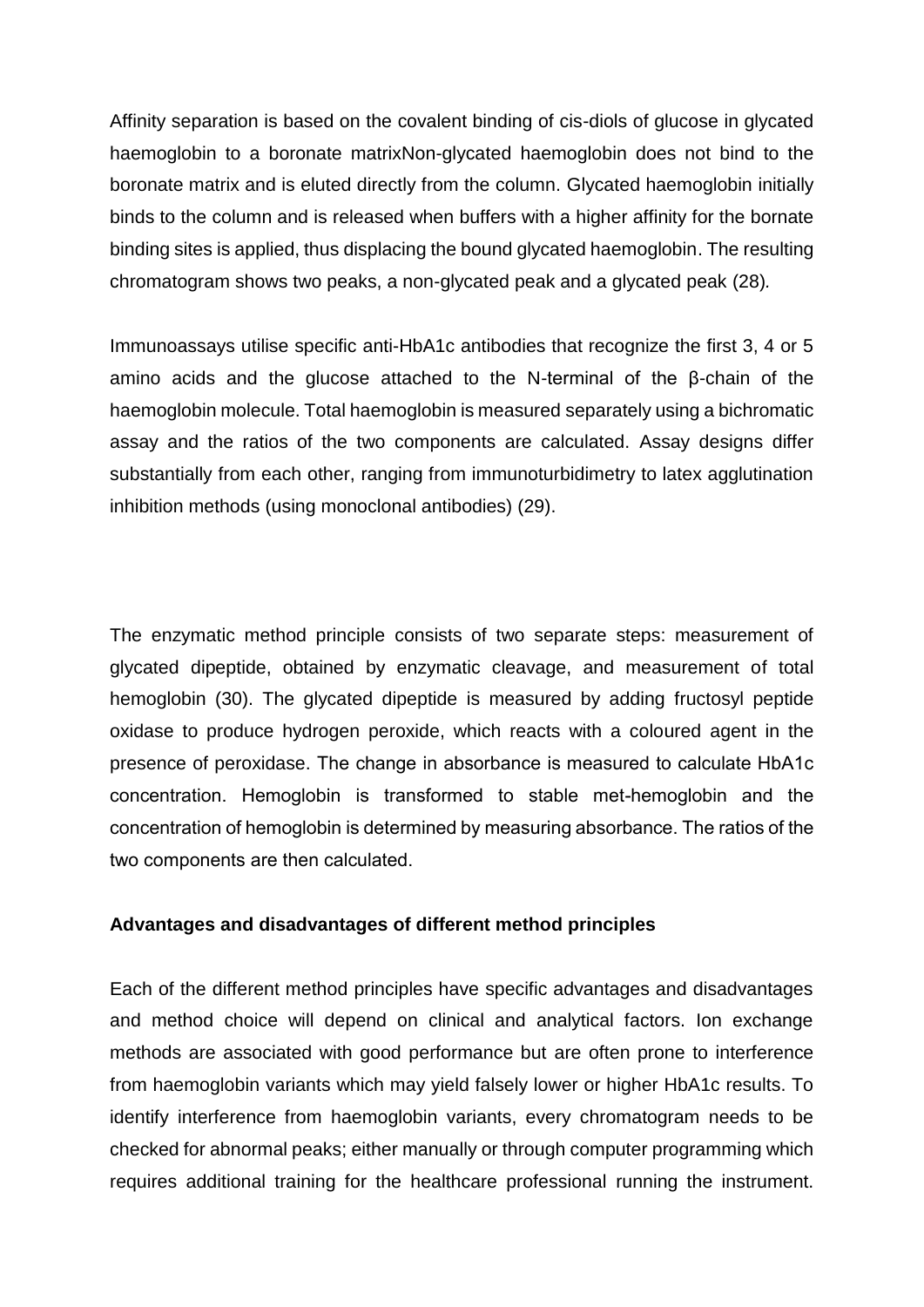Affinity separation is based on the covalent binding of cis-diols of glucose in glycated haemoglobin to a boronate matrixNon-glycated haemoglobin does not bind to the boronate matrix and is eluted directly from the column. Glycated haemoglobin initially binds to the column and is released when buffers with a higher affinity for the bornate binding sites is applied, thus displacing the bound glycated haemoglobin. The resulting chromatogram shows two peaks, a non-glycated peak and a glycated peak (28).

Immunoassays utilise specific anti-HbA1c antibodies that recognize the first 3, 4 or 5 amino acids and the glucose attached to the N-terminal of the β-chain of the haemoglobin molecule. Total haemoglobin is measured separately using a bichromatic assay and the ratios of the two components are calculated. Assay designs differ substantially from each other, ranging from immunoturbidimetry to latex agglutination inhibition methods (using monoclonal antibodies) (29).

The enzymatic method principle consists of two separate steps: measurement of glycated dipeptide, obtained by enzymatic cleavage, and measurement of total hemoglobin (30). The glycated dipeptide is measured by adding fructosyl peptide oxidase to produce hydrogen peroxide, which reacts with a coloured agent in the presence of peroxidase. The change in absorbance is measured to calculate HbA1c concentration. Hemoglobin is transformed to stable met-hemoglobin and the concentration of hemoglobin is determined by measuring absorbance. The ratios of the two components are then calculated.

**Advantages and disadvantages of different method principles**

Each of the different method principles have specific advantages and disadvantages and method choice will depend on clinical and analytical factors. Ion exchange methods are associated with good performance but are often prone to interference from haemoglobin variants which may yield falsely lower or higher HbA1c results. To identify interference from haemoglobin variants, every chromatogram needs to be checked for abnormal peaks; either manually or through computer programming which requires additional training for the healthcare professional running the instrument.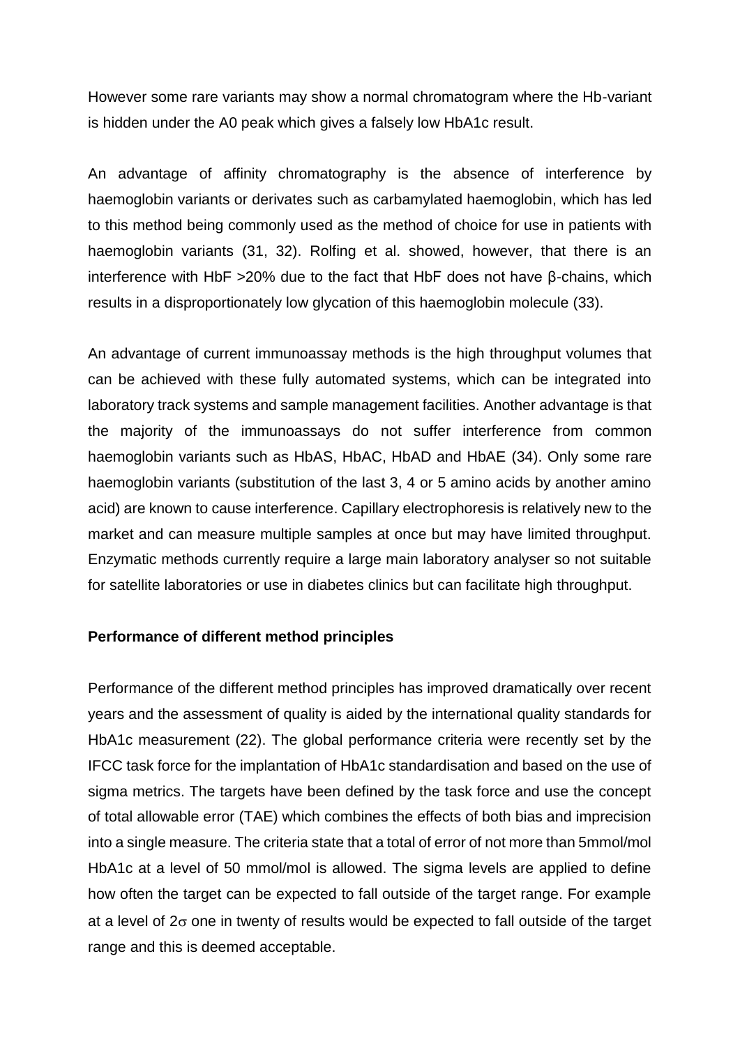However some rare variants may show a normal chromatogram where the Hb-variant is hidden under the A0 peak which gives a falsely low HbA1c result.

An advantage of affinity chromatography is the absence of interference by haemoglobin variants or derivates such as carbamylated haemoglobin, which has led to this method being commonly used as the method of choice for use in patients with haemoglobin variants (31, 32). Rolfing et al. showed, however, that there is an interference with HbF >20% due to the fact that HbF does not have β-chains, which results in a disproportionately low glycation of this haemoglobin molecule (33).

An advantage of current immunoassay methods is the high throughput volumes that can be achieved with these fully automated systems, which can be integrated into laboratory track systems and sample management facilities. Another advantage is that the majority of the immunoassays do not suffer interference from common haemoglobin variants such as HbAS, HbAC, HbAD and HbAE (34). Only some rare haemoglobin variants (substitution of the last 3, 4 or 5 amino acids by another amino acid) are known to cause interference. Capillary electrophoresis is relatively new to the market and can measure multiple samples at once but may have limited throughput. Enzymatic methods currently require a large main laboratory analyser so not suitable for satellite laboratories or use in diabetes clinics but can facilitate high throughput.

**Performance of different method principles**

Performance of the different method principles has improved dramatically over recent years and the assessment of quality is aided by the international quality standards for HbA1c measurement (22). The global performance criteria were recently set by the IFCC task force for the implantation of HbA1c standardisation and based on the use of sigma metrics. The targets have been defined by the task force and use the concept of total allowable error (TAE) which combines the effects of both bias and imprecision into a single measure. The criteria state that a total of error of not more than 5mmol/mol HbA1c at a level of 50 mmol/mol is allowed. The sigma levels are applied to define how often the target can be expected to fall outside of the target range. For example at a level of $2\sigma$ one in twenty of results would be expected to fall outside of the target range and this is deemed acceptable.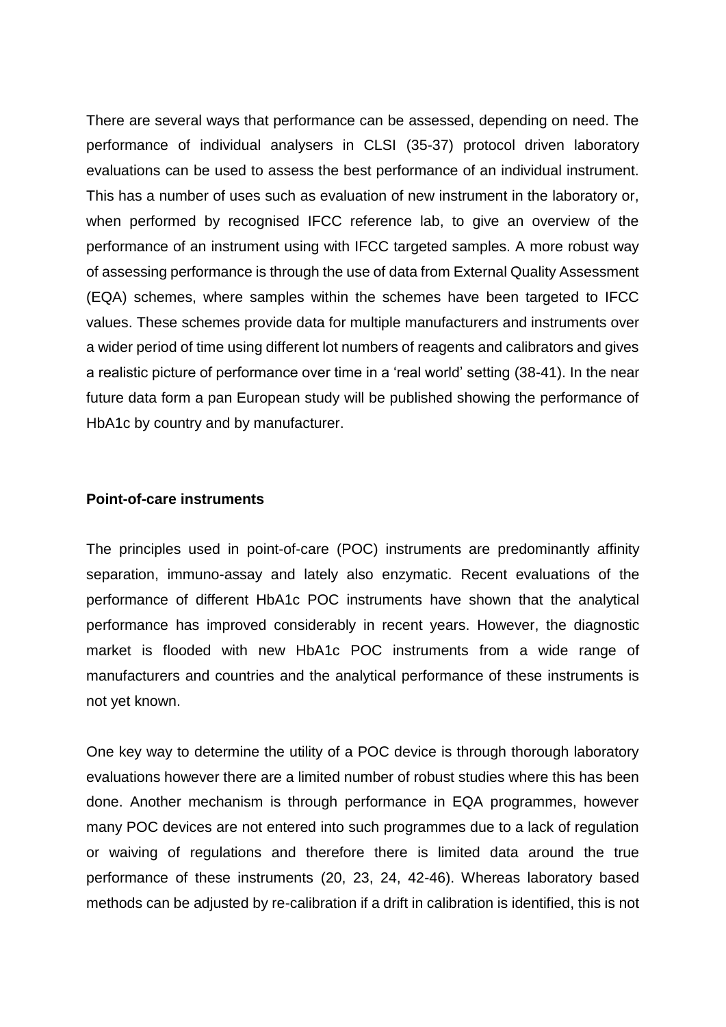There are several ways that performance can be assessed, depending on need. The performance of individual analysers in CLSI (35-37) protocol driven laboratory evaluations can be used to assess the best performance of an individual instrument. This has a number of uses such as evaluation of new instrument in the laboratory or, when performed by recognised IFCC reference lab, to give an overview of the performance of an instrument using with IFCC targeted samples. A more robust way of assessing performance is through the use of data from External Quality Assessment (EQA) schemes, where samples within the schemes have been targeted to IFCC values. These schemes provide data for multiple manufacturers and instruments over a wider period of time using different lot numbers of reagents and calibrators and gives a realistic picture of performance over time in a 'real world' setting (38-41). In the near future data form a pan European study will be published showing the performance of HbA1c by country and by manufacturer.

**Point-of-care instruments**

The principles used in point-of-care (POC) instruments are predominantly affinity separation, immuno-assay and lately also enzymatic. Recent evaluations of the performance of different HbA1c POC instruments have shown that the analytical performance has improved considerably in recent years. However, the diagnostic market is flooded with new HbA1c POC instruments from a wide range of manufacturers and countries and the analytical performance of these instruments is not yet known.

One key way to determine the utility of a POC device is through thorough laboratory evaluations however there are a limited number of robust studies where this has been done. Another mechanism is through performance in EQA programmes, however many POC devices are not entered into such programmes due to a lack of regulation or waiving of regulations and therefore there is limited data around the true performance of these instruments (20, 23, 24, 42-46). Whereas laboratory based methods can be adjusted by re-calibration if a drift in calibration is identified, this is not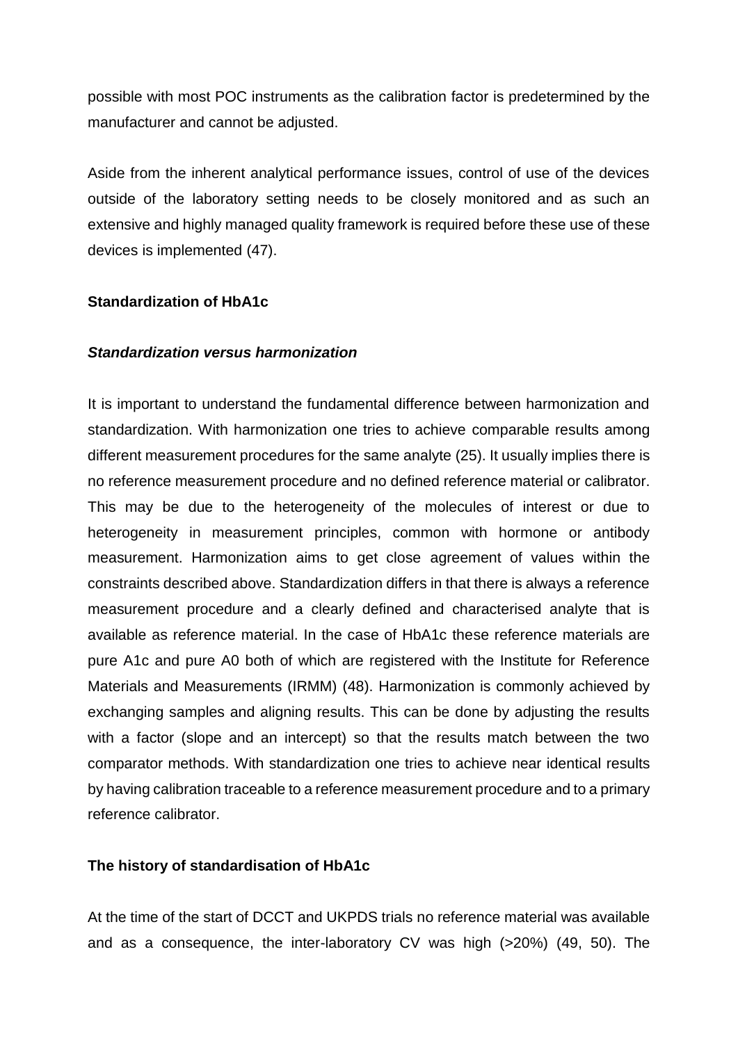possible with most POC instruments as the calibration factor is predetermined by the manufacturer and cannot be adjusted.

Aside from the inherent analytical performance issues, control of use of the devices outside of the laboratory setting needs to be closely monitored and as such an extensive and highly managed quality framework is required before these use of these devices is implemented (47).

## Standardization of HbA1c

### *Standardization versus harmonization*

It is important to understand the fundamental difference between harmonization and standardization. With harmonization one tries to achieve comparable results among different measurement procedures for the same analyte (25). It usually implies there is no reference measurement procedure and no defined reference material or calibrator. This may be due to the heterogeneity of the molecules of interest or due to heterogeneity in measurement principles, common with hormone or antibody measurement. Harmonization aims to get close agreement of values within the constraints described above. Standardization differs in that there is always a reference measurement procedure and a clearly defined and characterised analyte that is available as reference material. In the case of HbA1c these reference materials are pure A1c and pure A0 both of which are registered with the Institute for Reference Materials and Measurements (IRMM) (48). Harmonization is commonly achieved by exchanging samples and aligning results. This can be done by adjusting the results with a factor (slope and an intercept) so that the results match between the two comparator methods. With standardization one tries to achieve near identical results by having calibration traceable to a reference measurement procedure and to a primary reference calibrator.

## The history of standardisation of HbA1c

At the time of the start of DCCT and UKPDS trials no reference material was available and as a consequence, the inter-laboratory CV was high (>20%) (49, 50). The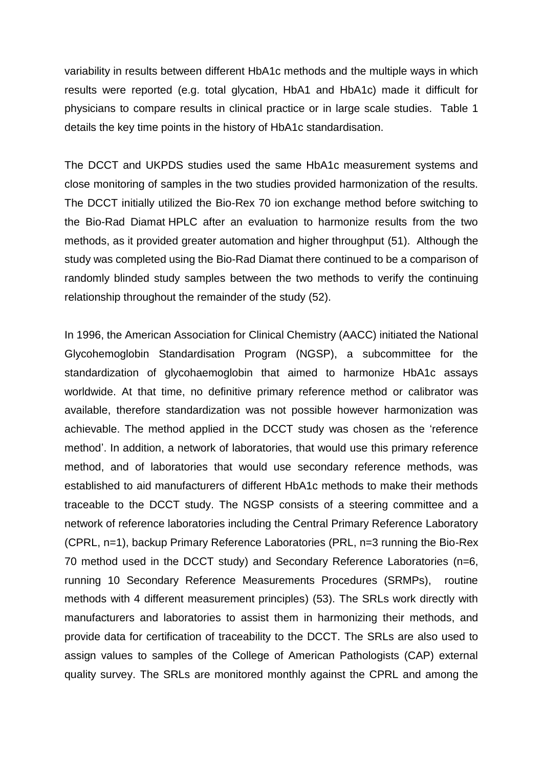variability in results between different HbA1c methods and the multiple ways in which results were reported (e.g. total glycation, HbA1 and HbA1c) made it difficult for physicians to compare results in clinical practice or in large scale studies. Table 1 details the key time points in the history of HbA1c standardisation.

The DCCT and UKPDS studies used the same HbA1c measurement systems and close monitoring of samples in the two studies provided harmonization of the results. The DCCT initially utilized the Bio-Rex 70 ion exchange method before switching to the Bio-Rad Diamat HPLC after an evaluation to harmonize results from the two methods, as it provided greater automation and higher throughput (51). Although the study was completed using the Bio-Rad Diamat there continued to be a comparison of randomly blinded study samples between the two methods to verify the continuing relationship throughout the remainder of the study (52).

In 1996, the American Association for Clinical Chemistry (AACC) initiated the National Glycohemoglobin Standardisation Program (NGSP), a subcommittee for the standardization of glycohaemoglobin that aimed to harmonize HbA1c assays worldwide. At that time, no definitive primary reference method or calibrator was available, therefore standardization was not possible however harmonization was achievable. The method applied in the DCCT study was chosen as the 'reference method'. In addition, a network of laboratories, that would use this primary reference method, and of laboratories that would use secondary reference methods, was established to aid manufacturers of different HbA1c methods to make their methods traceable to the DCCT study. The NGSP consists of a steering committee and a network of reference laboratories including the Central Primary Reference Laboratory (CPRL, n=1), backup Primary Reference Laboratories (PRL, n=3 running the Bio-Rex 70 method used in the DCCT study) and Secondary Reference Laboratories (n=6, running 10 Secondary Reference Measurements Procedures (SRMPs), routine methods with 4 different measurement principles) (53). The SRLs work directly with manufacturers and laboratories to assist them in harmonizing their methods, and provide data for certification of traceability to the DCCT. The SRLs are also used to assign values to samples of the College of American Pathologists (CAP) external quality survey. The SRLs are monitored monthly against the CPRL and among the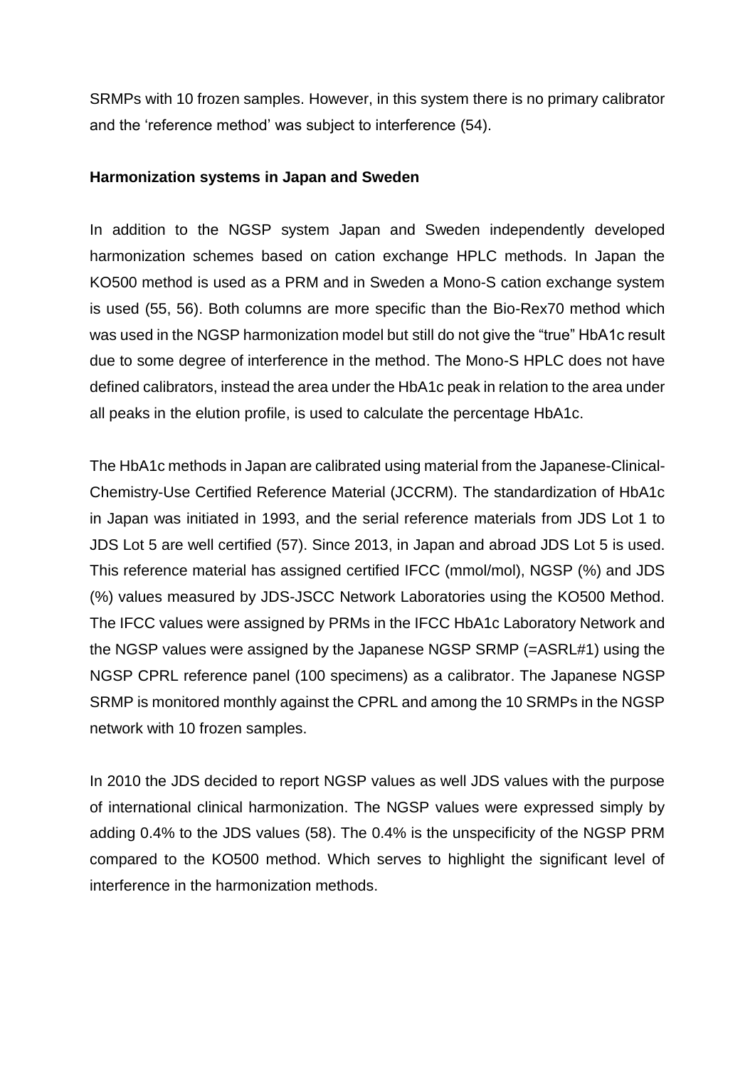SRMPs with 10 frozen samples. However, in this system there is no primary calibrator and the 'reference method' was subject to interference (54).

**Harmonization systems in Japan and Sweden**

In addition to the NGSP system Japan and Sweden independently developed harmonization schemes based on cation exchange HPLC methods. In Japan the KO500 method is used as a PRM and in Sweden a Mono-S cation exchange system is used (55, 56). Both columns are more specific than the Bio-Rex70 method which was used in the NGSP harmonization model but still do not give the "true" HbA1c result due to some degree of interference in the method. The Mono-S HPLC does not have defined calibrators, instead the area under the HbA1c peak in relation to the area under all peaks in the elution profile, is used to calculate the percentage HbA1c.

The HbA1c methods in Japan are calibrated using material from the Japanese-Clinical-Chemistry-Use Certified Reference Material (JCCRM). The standardization of HbA1c in Japan was initiated in 1993, and the serial reference materials from JDS Lot 1 to JDS Lot 5 are well certified (57). Since 2013, in Japan and abroad JDS Lot 5 is used. This reference material has assigned certified IFCC (mmol/mol), NGSP (%) and JDS (%) values measured by JDS-JSCC Network Laboratories using the KO500 Method. The IFCC values were assigned by PRMs in the IFCC HbA1c Laboratory Network and the NGSP values were assigned by the Japanese NGSP SRMP (=ASRL#1) using the NGSP CPRL reference panel (100 specimens) as a calibrator. The Japanese NGSP SRMP is monitored monthly against the CPRL and among the 10 SRMPs in the NGSP network with 10 frozen samples.

In 2010 the JDS decided to report NGSP values as well JDS values with the purpose of international clinical harmonization. The NGSP values were expressed simply by adding 0.4% to the JDS values (58). The 0.4% is the unspecificity of the NGSP PRM compared to the KO500 method. Which serves to highlight the significant level of interference in the harmonization methods.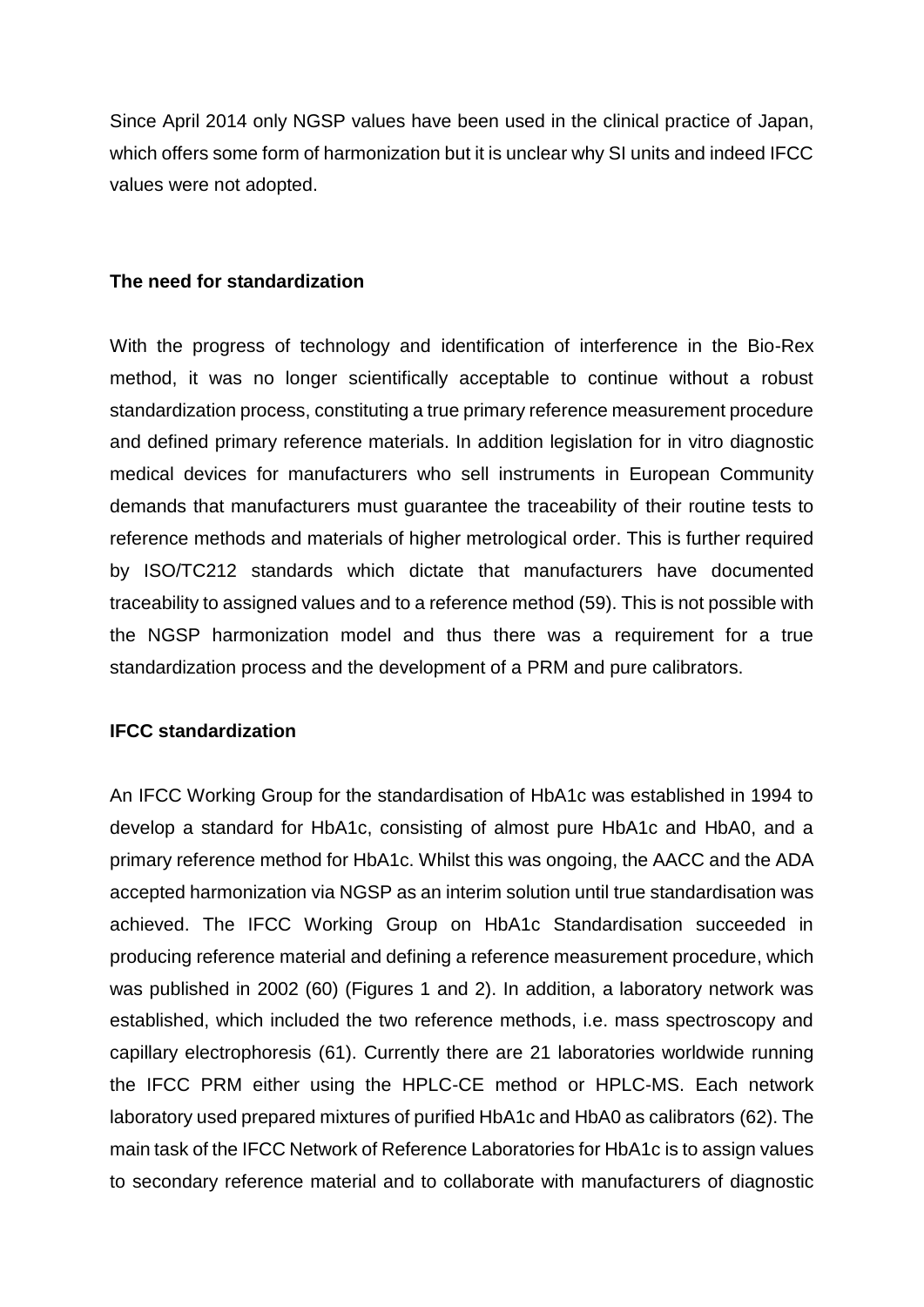Since April 2014 only NGSP values have been used in the clinical practice of Japan, which offers some form of harmonization but it is unclear why SI units and indeed IFCC values were not adopted.

**The need for standardization**

With the progress of technology and identification of interference in the Bio-Rex method, it was no longer scientifically acceptable to continue without a robust standardization process, constituting a true primary reference measurement procedure and defined primary reference materials. In addition legislation for in vitro diagnostic medical devices for manufacturers who sell instruments in European Community demands that manufacturers must guarantee the traceability of their routine tests to reference methods and materials of higher metrological order. This is further required by ISO/TC212 standards which dictate that manufacturers have documented traceability to assigned values and to a reference method (59). This is not possible with the NGSP harmonization model and thus there was a requirement for a true standardization process and the development of a PRM and pure calibrators.

**IFCC standardization**

An IFCC Working Group for the standardisation of HbA1c was established in 1994 to develop a standard for HbA1c, consisting of almost pure HbA1c and HbA0, and a primary reference method for HbA1c. Whilst this was ongoing, the AACC and the ADA accepted harmonization via NGSP as an interim solution until true standardisation was achieved. The IFCC Working Group on HbA1c Standardisation succeeded in producing reference material and defining a reference measurement procedure, which was published in 2002 (60) (Figures 1 and 2). In addition, a laboratory network was established, which included the two reference methods, i.e. mass spectroscopy and capillary electrophoresis (61). Currently there are 21 laboratories worldwide running the IFCC PRM either using the HPLC-CE method or HPLC-MS. Each network laboratory used prepared mixtures of purified HbA1c and HbA0 as calibrators (62). The main task of the IFCC Network of Reference Laboratories for HbA1c is to assign values to secondary reference material and to collaborate with manufacturers of diagnostic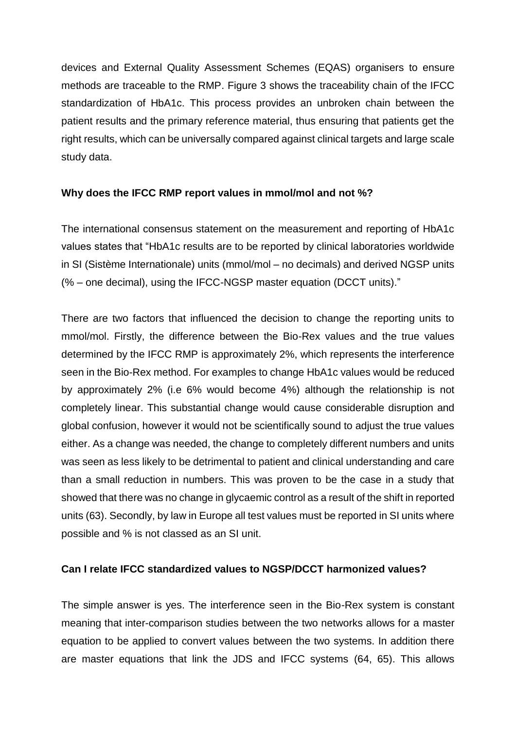devices and External Quality Assessment Schemes (EQAS) organisers to ensure methods are traceable to the RMP. Figure 3 shows the traceability chain of the IFCC standardization of HbA1c. This process provides an unbroken chain between the patient results and the primary reference material, thus ensuring that patients get the right results, which can be universally compared against clinical targets and large scale study data.

**Why does the IFCC RMP report values in mmol/mol and not %?**

The international consensus statement on the measurement and reporting of HbA1c values states that "HbA1c results are to be reported by clinical laboratories worldwide in SI (Sistème Internationale) units (mmol/mol – no decimals) and derived NGSP units (% – one decimal), using the IFCC-NGSP master equation (DCCT units)."

There are two factors that influenced the decision to change the reporting units to mmol/mol. Firstly, the difference between the Bio-Rex values and the true values determined by the IFCC RMP is approximately 2%, which represents the interference seen in the Bio-Rex method. For examples to change HbA1c values would be reduced by approximately 2% (i.e 6% would become 4%) although the relationship is not completely linear. This substantial change would cause considerable disruption and global confusion, however it would not be scientifically sound to adjust the true values either. As a change was needed, the change to completely different numbers and units was seen as less likely to be detrimental to patient and clinical understanding and care than a small reduction in numbers. This was proven to be the case in a study that showed that there was no change in glycaemic control as a result of the shift in reported units (63). Secondly, by law in Europe all test values must be reported in SI units where possible and % is not classed as an SI unit.

**Can I relate IFCC standardized values to NGSP/DCCT harmonized values?**

The simple answer is yes. The interference seen in the Bio-Rex system is constant meaning that inter-comparison studies between the two networks allows for a master equation to be applied to convert values between the two systems. In addition there are master equations that link the JDS and IFCC systems (64, 65). This allows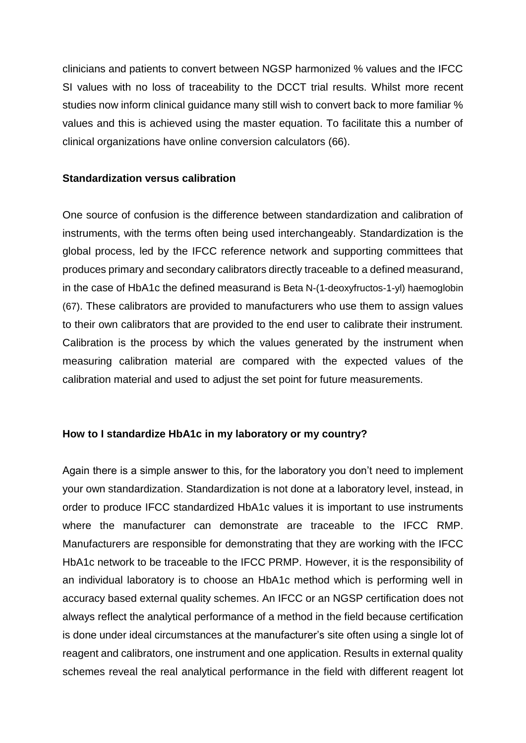clinicians and patients to convert between NGSP harmonized % values and the IFCC SI values with no loss of traceability to the DCCT trial results. Whilst more recent studies now inform clinical guidance many still wish to convert back to more familiar % values and this is achieved using the master equation. To facilitate this a number of clinical organizations have online conversion calculators (66).

**Standardization versus calibration**

One source of confusion is the difference between standardization and calibration of instruments, with the terms often being used interchangeably. Standardization is the global process, led by the IFCC reference network and supporting committees that produces primary and secondary calibrators directly traceable to a defined measurand, in the case of HbA1c the defined measurand is Beta N-(1-deoxyfructos-1-yl) haemoglobin (67). These calibrators are provided to manufacturers who use them to assign values to their own calibrators that are provided to the end user to calibrate their instrument. Calibration is the process by which the values generated by the instrument when measuring calibration material are compared with the expected values of the calibration material and used to adjust the set point for future measurements.

**How to I standardize HbA1c in my laboratory or my country?**

Again there is a simple answer to this, for the laboratory you don't need to implement your own standardization. Standardization is not done at a laboratory level, instead, in order to produce IFCC standardized HbA1c values it is important to use instruments where the manufacturer can demonstrate are traceable to the IFCC RMP. Manufacturers are responsible for demonstrating that they are working with the IFCC HbA1c network to be traceable to the IFCC PRMP. However, it is the responsibility of an individual laboratory is to choose an HbA1c method which is performing well in accuracy based external quality schemes. An IFCC or an NGSP certification does not always reflect the analytical performance of a method in the field because certification is done under ideal circumstances at the manufacturer's site often using a single lot of reagent and calibrators, one instrument and one application. Results in external quality schemes reveal the real analytical performance in the field with different reagent lot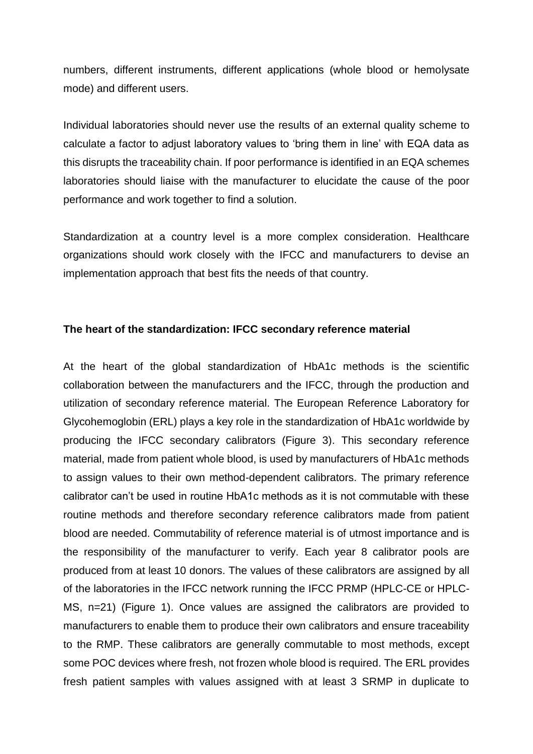numbers, different instruments, different applications (whole blood or hemolysate mode) and different users.

Individual laboratories should never use the results of an external quality scheme to calculate a factor to adjust laboratory values to 'bring them in line' with EQA data as this disrupts the traceability chain. If poor performance is identified in an EQA schemes laboratories should liaise with the manufacturer to elucidate the cause of the poor performance and work together to find a solution.

Standardization at a country level is a more complex consideration. Healthcare organizations should work closely with the IFCC and manufacturers to devise an implementation approach that best fits the needs of that country.

**The heart of the standardization: IFCC secondary reference material**

At the heart of the global standardization of HbA1c methods is the scientific collaboration between the manufacturers and the IFCC, through the production and utilization of secondary reference material. The European Reference Laboratory for Glycohemoglobin (ERL) plays a key role in the standardization of HbA1c worldwide by producing the IFCC secondary calibrators (Figure 3). This secondary reference material, made from patient whole blood, is used by manufacturers of HbA1c methods to assign values to their own method-dependent calibrators. The primary reference calibrator can't be used in routine HbA1c methods as it is not commutable with these routine methods and therefore secondary reference calibrators made from patient blood are needed. Commutability of reference material is of utmost importance and is the responsibility of the manufacturer to verify. Each year 8 calibrator pools are produced from at least 10 donors. The values of these calibrators are assigned by all of the laboratories in the IFCC network running the IFCC PRMP (HPLC-CE or HPLC-MS, n=21) (Figure 1). Once values are assigned the calibrators are provided to manufacturers to enable them to produce their own calibrators and ensure traceability to the RMP. These calibrators are generally commutable to most methods, except some POC devices where fresh, not frozen whole blood is required. The ERL provides fresh patient samples with values assigned with at least 3 SRMP in duplicate to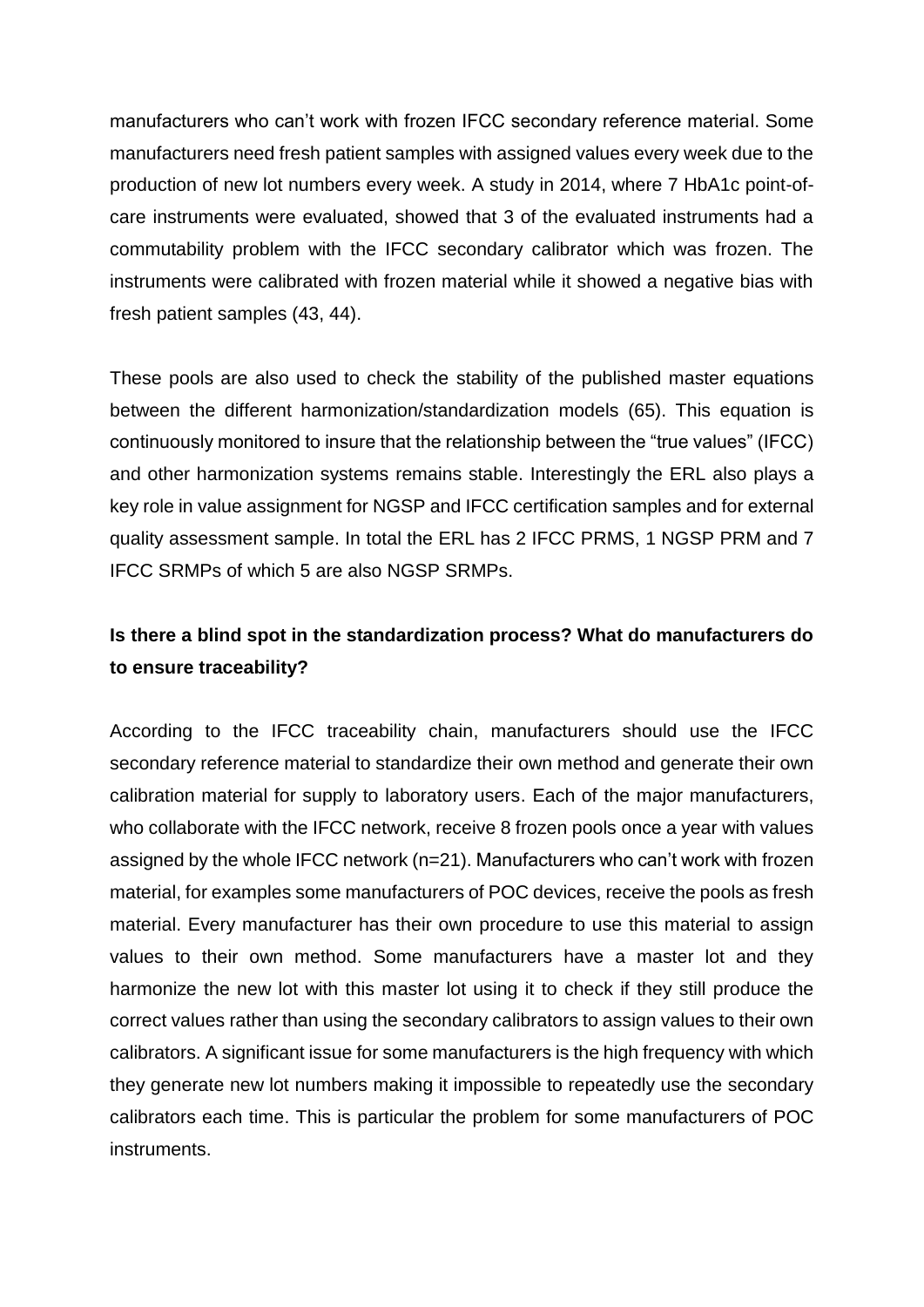manufacturers who can't work with frozen IFCC secondary reference material. Some manufacturers need fresh patient samples with assigned values every week due to the production of new lot numbers every week. A study in 2014, where 7 HbA1c point-of-care instruments were evaluated, showed that 3 of the evaluated instruments had a commutability problem with the IFCC secondary calibrator which was frozen. The instruments were calibrated with frozen material while it showed a negative bias with fresh patient samples (43, 44).

These pools are also used to check the stability of the published master equations between the different harmonization/standardization models (65). This equation is continuously monitored to insure that the relationship between the "true values" (IFCC) and other harmonization systems remains stable. Interestingly the ERL also plays a key role in value assignment for NGSP and IFCC certification samples and for external quality assessment sample. In total the ERL has 2 IFCC PRMS, 1 NGSP PRM and 7 IFCC SRMPs of which 5 are also NGSP SRMPs.

**Is there a blind spot in the standardization process? What do manufacturers do to ensure traceability?**

According to the IFCC traceability chain, manufacturers should use the IFCC secondary reference material to standardize their own method and generate their own calibration material for supply to laboratory users. Each of the major manufacturers, who collaborate with the IFCC network, receive 8 frozen pools once a year with values assigned by the whole IFCC network (n=21). Manufacturers who can't work with frozen material, for examples some manufacturers of POC devices, receive the pools as fresh material. Every manufacturer has their own procedure to use this material to assign values to their own method. Some manufacturers have a master lot and they harmonize the new lot with this master lot using it to check if they still produce the correct values rather than using the secondary calibrators to assign values to their own calibrators. A significant issue for some manufacturers is the high frequency with which they generate new lot numbers making it impossible to repeatedly use the secondary calibrators each time. This is particular the problem for some manufacturers of POC instruments.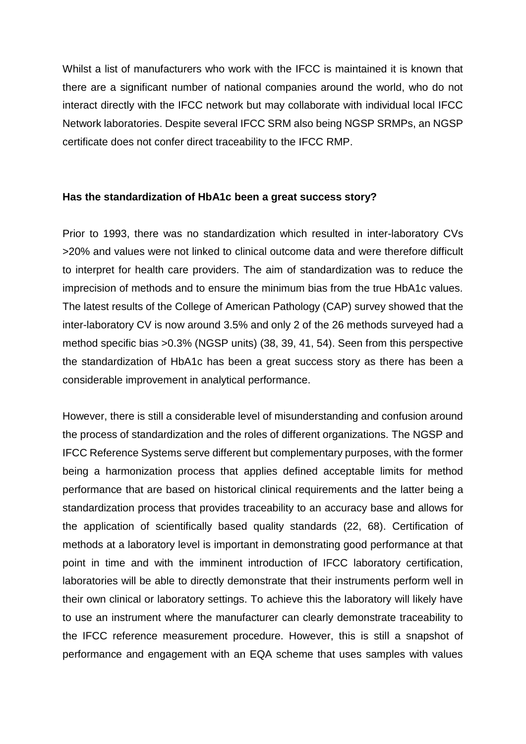Whilst a list of manufacturers who work with the IFCC is maintained it is known that there are a significant number of national companies around the world, who do not interact directly with the IFCC network but may collaborate with individual local IFCC Network laboratories. Despite several IFCC SRM also being NGSP SRMPs, an NGSP certificate does not confer direct traceability to the IFCC RMP.

**Has the standardization of HbA1c been a great success story?**

Prior to 1993, there was no standardization which resulted in inter-laboratory CVs >20% and values were not linked to clinical outcome data and were therefore difficult to interpret for health care providers. The aim of standardization was to reduce the imprecision of methods and to ensure the minimum bias from the true HbA1c values. The latest results of the College of American Pathology (CAP) survey showed that the inter-laboratory CV is now around 3.5% and only 2 of the 26 methods surveyed had a method specific bias >0.3% (NGSP units) (38, 39, 41, 54). Seen from this perspective the standardization of HbA1c has been a great success story as there has been a considerable improvement in analytical performance.

However, there is still a considerable level of misunderstanding and confusion around the process of standardization and the roles of different organizations. The NGSP and IFCC Reference Systems serve different but complementary purposes, with the former being a harmonization process that applies defined acceptable limits for method performance that are based on historical clinical requirements and the latter being a standardization process that provides traceability to an accuracy base and allows for the application of scientifically based quality standards (22, 68). Certification of methods at a laboratory level is important in demonstrating good performance at that point in time and with the imminent introduction of IFCC laboratory certification, laboratories will be able to directly demonstrate that their instruments perform well in their own clinical or laboratory settings. To achieve this the laboratory will likely have to use an instrument where the manufacturer can clearly demonstrate traceability to the IFCC reference measurement procedure. However, this is still a snapshot of performance and engagement with an EQA scheme that uses samples with values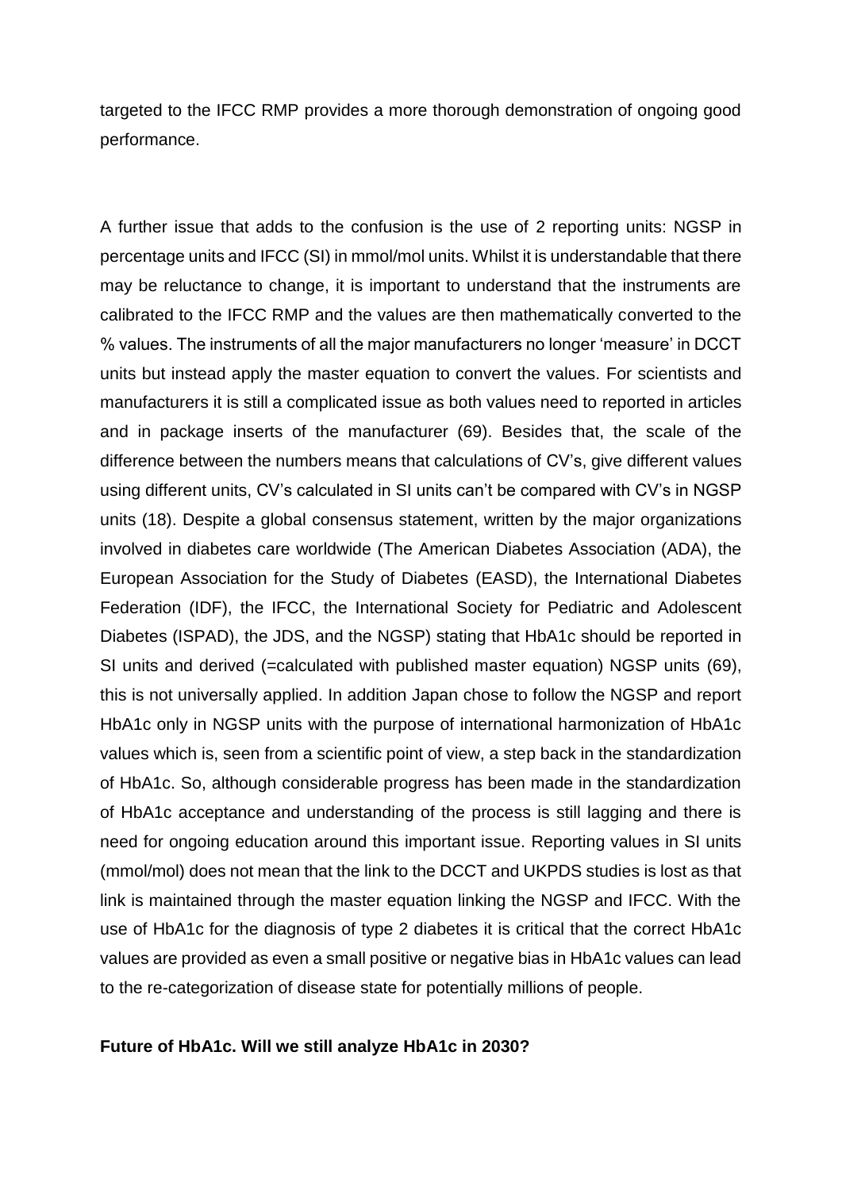targeted to the IFCC RMP provides a more thorough demonstration of ongoing good performance.

A further issue that adds to the confusion is the use of 2 reporting units: NGSP in percentage units and IFCC (SI) in mmol/mol units. Whilst it is understandable that there may be reluctance to change, it is important to understand that the instruments are calibrated to the IFCC RMP and the values are then mathematically converted to the % values. The instruments of all the major manufacturers no longer 'measure' in DCCT units but instead apply the master equation to convert the values. For scientists and manufacturers it is still a complicated issue as both values need to reported in articles and in package inserts of the manufacturer (69). Besides that, the scale of the difference between the numbers means that calculations of CV's, give different values using different units, CV's calculated in SI units can't be compared with CV's in NGSP units (18). Despite a global consensus statement, written by the major organizations involved in diabetes care worldwide (The American Diabetes Association (ADA), the European Association for the Study of Diabetes (EASD), the International Diabetes Federation (IDF), the IFCC, the International Society for Pediatric and Adolescent Diabetes (ISPAD), the JDS, and the NGSP) stating that HbA1c should be reported in SI units and derived (=calculated with published master equation) NGSP units (69), this is not universally applied. In addition Japan chose to follow the NGSP and report HbA1c only in NGSP units with the purpose of international harmonization of HbA1c values which is, seen from a scientific point of view, a step back in the standardization of HbA1c. So, although considerable progress has been made in the standardization of HbA1c acceptance and understanding of the process is still lagging and there is need for ongoing education around this important issue. Reporting values in SI units (mmol/mol) does not mean that the link to the DCCT and UKPDS studies is lost as that link is maintained through the master equation linking the NGSP and IFCC. With the use of HbA1c for the diagnosis of type 2 diabetes it is critical that the correct HbA1c values are provided as even a small positive or negative bias in HbA1c values can lead to the re-categorization of disease state for potentially millions of people.

**Future of HbA1c. Will we still analyze HbA1c in 2030?**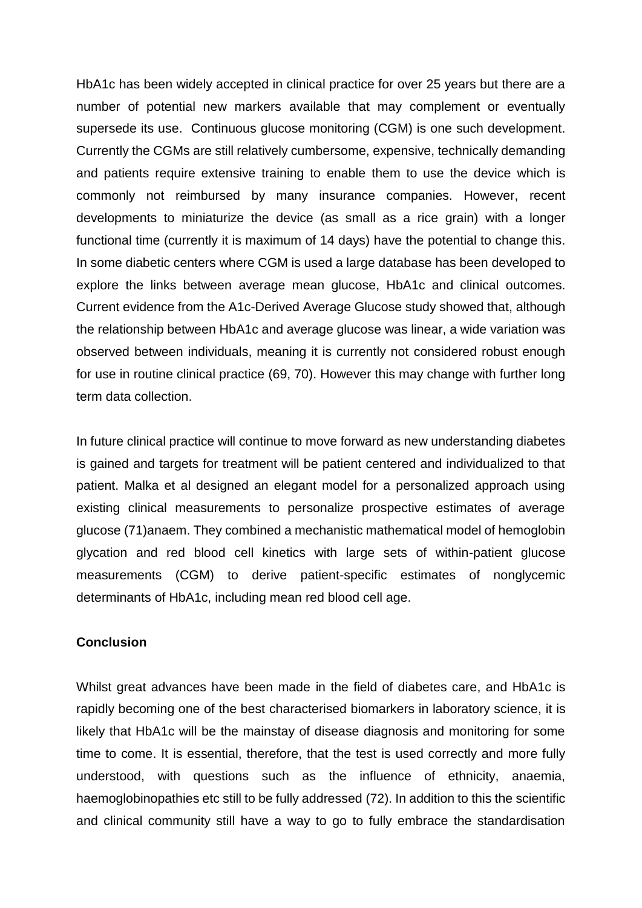HbA1c has been widely accepted in clinical practice for over 25 years but there are a number of potential new markers available that may complement or eventually supersede its use. Continuous glucose monitoring (CGM) is one such development. Currently the CGMs are still relatively cumbersome, expensive, technically demanding and patients require extensive training to enable them to use the device which is commonly not reimbursed by many insurance companies. However, recent developments to miniaturize the device (as small as a rice grain) with a longer functional time (currently it is maximum of 14 days) have the potential to change this. In some diabetic centers where CGM is used a large database has been developed to explore the links between average mean glucose, HbA1c and clinical outcomes. Current evidence from the A1c-Derived Average Glucose study showed that, although the relationship between HbA1c and average glucose was linear, a wide variation was observed between individuals, meaning it is currently not considered robust enough for use in routine clinical practice (69, 70). However this may change with further long term data collection.

In future clinical practice will continue to move forward as new understanding diabetes is gained and targets for treatment will be patient centered and individualized to that patient. Malka et al designed an elegant model for a personalized approach using existing clinical measurements to personalize prospective estimates of average glucose (71)anaem. They combined a mechanistic mathematical model of hemoglobin glycation and red blood cell kinetics with large sets of within-patient glucose measurements (CGM) to derive patient-specific estimates of nonglycemic determinants of HbA1c, including mean red blood cell age.

**Conclusion**

Whilst great advances have been made in the field of diabetes care, and HbA1c is rapidly becoming one of the best characterised biomarkers in laboratory science, it is likely that HbA1c will be the mainstay of disease diagnosis and monitoring for some time to come. It is essential, therefore, that the test is used correctly and more fully understood, with questions such as the influence of ethnicity, anaemia, haemoglobinopathies etc still to be fully addressed (72). In addition to this the scientific and clinical community still have a way to go to fully embrace the standardisation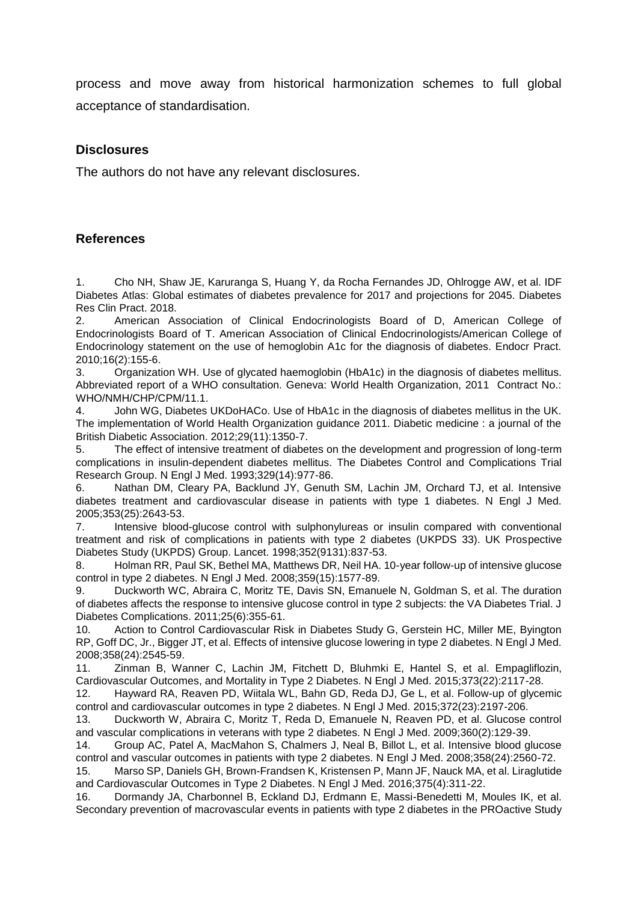process and move away from historical harmonization schemes to full global acceptance of standardisation.

## Disclosures

The authors do not have any relevant disclosures.

## References

1. Cho NH, Shaw JE, Karuranga S, Huang Y, da Rocha Fernandes JD, Ohlrogge AW, et al. IDF Diabetes Atlas: Global estimates of diabetes prevalence for 2017 and projections for 2045. Diabetes Res Clin Pract. 2018.
2. American Association of Clinical Endocrinologists Board of D, American College of Endocrinologists Board of T. American Association of Clinical Endocrinologists/American College of Endocrinology statement on the use of hemoglobin A1c for the diagnosis of diabetes. Endocr Pract. 2010;16(2):155-6.
3. Organization WH. Use of glycated haemoglobin (HbA1c) in the diagnosis of diabetes mellitus. Abbreviated report of a WHO consultation. Geneva: World Health Organization, 2011 Contract No.: WHO/NMH/CHP/CPM/11.1.
4. John WG, Diabetes UKDoHACo. Use of HbA1c in the diagnosis of diabetes mellitus in the UK. The implementation of World Health Organization guidance 2011. Diabetic medicine : a journal of the British Diabetic Association. 2012;29(11):1350-7.
5. The effect of intensive treatment of diabetes on the development and progression of long-term complications in insulin-dependent diabetes mellitus. The Diabetes Control and Complications Trial Research Group. N Engl J Med. 1993;329(14):977-86.
6. Nathan DM, Cleary PA, Backlund JY, Genuth SM, Lachin JM, Orchard TJ, et al. Intensive diabetes treatment and cardiovascular disease in patients with type 1 diabetes. N Engl J Med. 2005;353(25):2643-53.
7. Intensive blood-glucose control with sulphonylureas or insulin compared with conventional treatment and risk of complications in patients with type 2 diabetes (UKPDS 33). UK Prospective Diabetes Study (UKPDS) Group. Lancet. 1998;352(9131):837-53.
8. Holman RR, Paul SK, Bethel MA, Matthews DR, Neil HA. 10-year follow-up of intensive glucose control in type 2 diabetes. N Engl J Med. 2008;359(15):1577-89.
9. Duckworth WC, Abraira C, Moritz TE, Davis SN, Emanuele N, Goldman S, et al. The duration of diabetes affects the response to intensive glucose control in type 2 subjects: the VA Diabetes Trial. J Diabetes Complications. 2011;25(6):355-61.
10. Action to Control Cardiovascular Risk in Diabetes Study G, Gerstein HC, Miller ME, Byington RP, Goff DC, Jr., Bigger JT, et al. Effects of intensive glucose lowering in type 2 diabetes. N Engl J Med. 2008;358(24):2545-59.
11. Zinman B, Wanner C, Lachin JM, Fitchett D, Bluhmki E, Hantel S, et al. Empagliflozin, Cardiovascular Outcomes, and Mortality in Type 2 Diabetes. N Engl J Med. 2015;373(22):2117-28.
12. Hayward RA, Reaven PD, Wiitala WL, Bahn GD, Reda DJ, Ge L, et al. Follow-up of glycemic control and cardiovascular outcomes in type 2 diabetes. N Engl J Med. 2015;372(23):2197-206.
13. Duckworth W, Abraira C, Moritz T, Reda D, Emanuele N, Reaven PD, et al. Glucose control and vascular complications in veterans with type 2 diabetes. N Engl J Med. 2009;360(2):129-39.
14. Group AC, Patel A, MacMahon S, Chalmers J, Neal B, Billot L, et al. Intensive blood glucose control and vascular outcomes in patients with type 2 diabetes. N Engl J Med. 2008;358(24):2560-72.
15. Marso SP, Daniels GH, Brown-Frandsen K, Kristensen P, Mann JF, Nauck MA, et al. Liraglutide and Cardiovascular Outcomes in Type 2 Diabetes. N Engl J Med. 2016;375(4):311-22.
16. Dormandy JA, Charbonnel B, Eckland DJ, Erdmann E, Massi-Benedetti M, Moules IK, et al. Secondary prevention of macrovascular events in patients with type 2 diabetes in the PROactive Study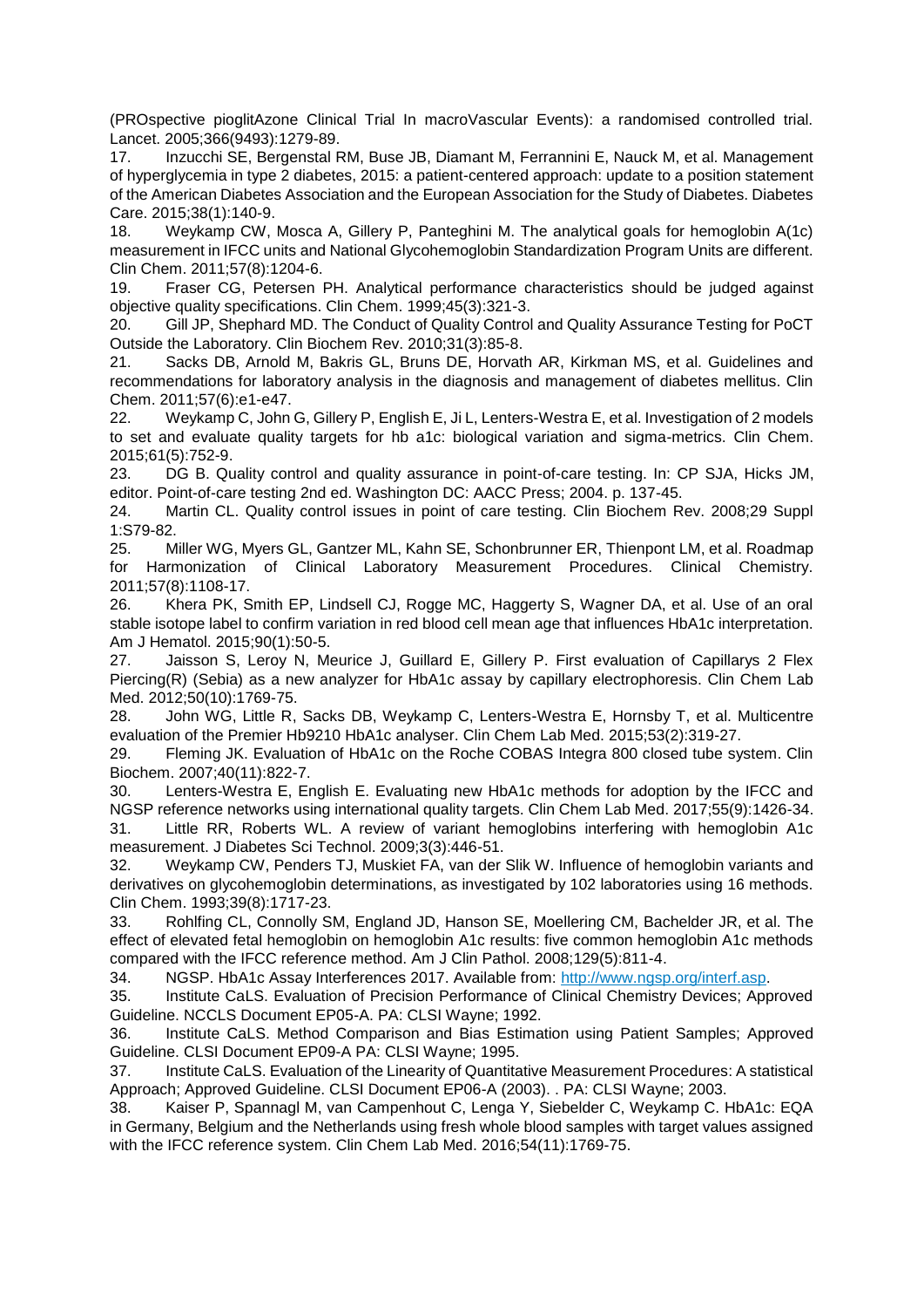(PROspective pioglitAzone Clinical Trial In macroVascular Events): a randomised controlled trial. Lancet. 2005;366(9493):1279-89.

17. Inzucchi SE, Bergenstal RM, Buse JB, Diamant M, Ferrannini E, Nauck M, et al. Management of hyperglycemia in type 2 diabetes, 2015: a patient-centered approach: update to a position statement of the American Diabetes Association and the European Association for the Study of Diabetes. Diabetes Care. 2015;38(1):140-9.

18. Weykamp CW, Mosca A, Gillery P, Panteghini M. The analytical goals for hemoglobin A(1c) measurement in IFCC units and National Glycohemoglobin Standardization Program Units are different. Clin Chem. 2011;57(8):1204-6.

19. Fraser CG, Petersen PH. Analytical performance characteristics should be judged against objective quality specifications. Clin Chem. 1999;45(3):321-3.

20. Gill JP, Shephard MD. The Conduct of Quality Control and Quality Assurance Testing for PoCT Outside the Laboratory. Clin Biochem Rev. 2010;31(3):85-8.

21. Sacks DB, Arnold M, Bakris GL, Bruns DE, Horvath AR, Kirkman MS, et al. Guidelines and recommendations for laboratory analysis in the diagnosis and management of diabetes mellitus. Clin Chem. 2011;57(6):e1-e47.

22. Weykamp C, John G, Gillery P, English E, Ji L, Lenters-Westra E, et al. Investigation of 2 models to set and evaluate quality targets for hb a1c: biological variation and sigma-metrics. Clin Chem. 2015;61(5):752-9.

23. DG B. Quality control and quality assurance in point-of-care testing. In: CP SJA, Hicks JM, editor. Point-of-care testing 2nd ed. Washington DC: AACC Press; 2004. p. 137-45.

24. Martin CL. Quality control issues in point of care testing. Clin Biochem Rev. 2008;29 Suppl 1:S79-82.

25. Miller WG, Myers GL, Gantzer ML, Kahn SE, Schonbrunner ER, Thienpont LM, et al. Roadmap for Harmonization of Clinical Laboratory Measurement Procedures. Clinical Chemistry. 2011;57(8):1108-17.

26. Khera PK, Smith EP, Lindsell CJ, Rogge MC, Haggerty S, Wagner DA, et al. Use of an oral stable isotope label to confirm variation in red blood cell mean age that influences HbA1c interpretation. Am J Hematol. 2015;90(1):50-5.

27. Jaisson S, Leroy N, Meurice J, Guillard E, Gillery P. First evaluation of Capillarys 2 Flex Piercing(R) (Sebia) as a new analyzer for HbA1c assay by capillary electrophoresis. Clin Chem Lab Med. 2012;50(10):1769-75.

28. John WG, Little R, Sacks DB, Weykamp C, Lenters-Westra E, Hornsby T, et al. Multicentre evaluation of the Premier Hb9210 HbA1c analyser. Clin Chem Lab Med. 2015;53(2):319-27.

29. Fleming JK. Evaluation of HbA1c on the Roche COBAS Integra 800 closed tube system. Clin Biochem. 2007;40(11):822-7.

30. Lenters-Westra E, English E. Evaluating new HbA1c methods for adoption by the IFCC and NGSP reference networks using international quality targets. Clin Chem Lab Med. 2017;55(9):1426-34.

31. Little RR, Roberts WL. A review of variant hemoglobins interfering with hemoglobin A1c measurement. J Diabetes Sci Technol. 2009;3(3):446-51.

32. Weykamp CW, Penders TJ, Muskiet FA, van der Slik W. Influence of hemoglobin variants and derivatives on glycohemoglobin determinations, as investigated by 102 laboratories using 16 methods. Clin Chem. 1993;39(8):1717-23.

33. Rohlfing CL, Connolly SM, England JD, Hanson SE, Moellering CM, Bachelder JR, et al. The effect of elevated fetal hemoglobin on hemoglobin A1c results: five common hemoglobin A1c methods compared with the IFCC reference method. Am J Clin Pathol. 2008;129(5):811-4.

34. NGSP. HbA1c Assay Interferences 2017. Available from: http://www.ngsp.org/interf.asp.

35. Institute CaLS. Evaluation of Precision Performance of Clinical Chemistry Devices; Approved Guideline. NCCLS Document EP05-A. PA: CLSI Wayne; 1992.

36. Institute CaLS. Method Comparison and Bias Estimation using Patient Samples; Approved Guideline. CLSI Document EP09-A PA: CLSI Wayne; 1995.

37. Institute CaLS. Evaluation of the Linearity of Quantitative Measurement Procedures: A statistical Approach; Approved Guideline. CLSI Document EP06-A (2003). . PA: CLSI Wayne; 2003.

38. Kaiser P, Spannagl M, van Campenhout C, Lenga Y, Siebelder C, Weykamp C. HbA1c: EQA in Germany, Belgium and the Netherlands using fresh whole blood samples with target values assigned with the IFCC reference system. Clin Chem Lab Med. 2016;54(11):1769-75.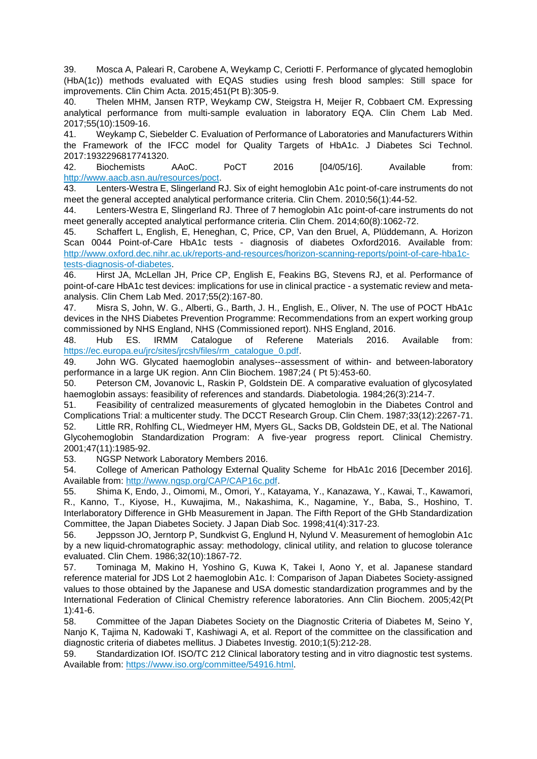39. Mosca A, Paleari R, Carobene A, Weykamp C, Ceriotti F. Performance of glycated hemoglobin (HbA(1c)) methods evaluated with EQAS studies using fresh blood samples: Still space for improvements. Clin Chim Acta. 2015;451(Pt B):305-9.

40. Thelen MHM, Jansen RTP, Weykamp CW, Steigstra H, Meijer R, Cobbaert CM. Expressing analytical performance from multi-sample evaluation in laboratory EQA. Clin Chem Lab Med. 2017;55(10):1509-16.

41. Weykamp C, Siebelder C. Evaluation of Performance of Laboratories and Manufacturers Within the Framework of the IFCC model for Quality Targets of HbA1c. J Diabetes Sci Technol. 2017:1932296817741320.

42. Biochemists AAoC. PoCT 2016 [04/05/16]. Available from: http://www.aacb.asn.au/resources/poct.

43. Lenters-Westra E, Slingerland RJ. Six of eight hemoglobin A1c point-of-care instruments do not meet the general accepted analytical performance criteria. Clin Chem. 2010;56(1):44-52.

44. Lenters-Westra E, Slingerland RJ. Three of 7 hemoglobin A1c point-of-care instruments do not meet generally accepted analytical performance criteria. Clin Chem. 2014;60(8):1062-72.

45. Schaffert L, English, E, Heneghan, C, Price, CP, Van den Bruel, A, Plüddemann, A. Horizon Scan 0044 Point-of-Care HbA1c tests - diagnosis of diabetes Oxford2016. Available from: http://www.oxford.dec.nihr.ac.uk/reports-and-resources/horizon-scanning-reports/point-of-care-hba1c-tests-diagnosis-of-diabetes.

46. Hirst JA, McLellan JH, Price CP, English E, Feakins BG, Stevens RJ, et al. Performance of point-of-care HbA1c test devices: implications for use in clinical practice - a systematic review and meta-analysis. Clin Chem Lab Med. 2017;55(2):167-80.

47. Misra S, John, W. G., Alberti, G., Barth, J. H., English, E., Oliver, N. The use of POCT HbA1c devices in the NHS Diabetes Prevention Programme: Recommendations from an expert working group commissioned by NHS England, NHS (Commissioned report). NHS England, 2016.

48. Hub ES. IRMM Catalogue of Referene Materials 2016. Available from: https://ec.europa.eu/jrc/sites/jrcsh/files/rm_catalogue_0.pdf.

49. John WG. Glycated haemoglobin analyses--assessment of within- and between-laboratory performance in a large UK region. Ann Clin Biochem. 1987;24 ( Pt 5):453-60.

50. Peterson CM, Jovanovic L, Raskin P, Goldstein DE. A comparative evaluation of glycosylated haemoglobin assays: feasibility of references and standards. Diabetologia. 1984;26(3):214-7.

51. Feasibility of centralized measurements of glycated hemoglobin in the Diabetes Control and Complications Trial: a multicenter study. The DCCT Research Group. Clin Chem. 1987;33(12):2267-71.

52. Little RR, Rohlfing CL, Wiedmeyer HM, Myers GL, Sacks DB, Goldstein DE, et al. The National Glycohemoglobin Standardization Program: A five-year progress report. Clinical Chemistry. 2001;47(11):1985-92.

53. NGSP Network Laboratory Members 2016.

54. College of American Pathology External Quality Scheme for HbA1c 2016 [December 2016]. Available from: http://www.ngsp.org/CAP/CAP16c.pdf.

55. Shima K, Endo, J., Oimomi, M., Omori, Y., Katayama, Y., Kanazawa, Y., Kawai, T., Kawamori, R., Kanno, T., Kiyose, H., Kuwajima, M., Nakashima, K., Nagamine, Y., Baba, S., Hoshino, T. Interlaboratory Difference in GHb Measurement in Japan. The Fifth Report of the GHb Standardization Committee, the Japan Diabetes Society. J Japan Diab Soc. 1998;41(4):317-23.

56. Jeppsson JO, Jerntorp P, Sundkvist G, Englund H, Nylund V. Measurement of hemoglobin A1c by a new liquid-chromatographic assay: methodology, clinical utility, and relation to glucose tolerance evaluated. Clin Chem. 1986;32(10):1867-72.

57. Tominaga M, Makino H, Yoshino G, Kuwa K, Takei I, Aono Y, et al. Japanese standard reference material for JDS Lot 2 haemoglobin A1c. I: Comparison of Japan Diabetes Society-assigned values to those obtained by the Japanese and USA domestic standardization programmes and by the International Federation of Clinical Chemistry reference laboratories. Ann Clin Biochem. 2005;42(Pt 1):41-6.

58. Committee of the Japan Diabetes Society on the Diagnostic Criteria of Diabetes M, Seino Y, Nanjo K, Tajima N, Kadowaki T, Kashiwagi A, et al. Report of the committee on the classification and diagnostic criteria of diabetes mellitus. J Diabetes Investig. 2010;1(5):212-28.

59. Standardization IOf. ISO/TC 212 Clinical laboratory testing and in vitro diagnostic test systems. Available from: https://www.iso.org/committee/54916.html.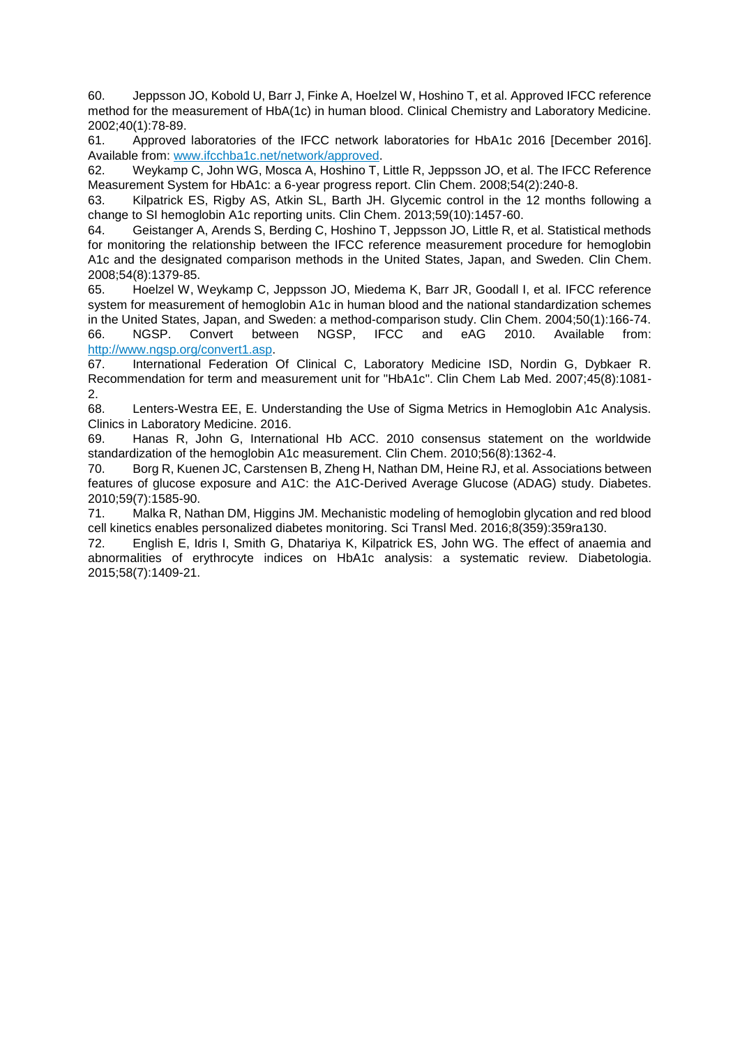60. Jeppsson JO, Kobold U, Barr J, Finke A, Hoelzel W, Hoshino T, et al. Approved IFCC reference method for the measurement of HbA(1c) in human blood. Clinical Chemistry and Laboratory Medicine. 2002;40(1):78-89.

61. Approved laboratories of the IFCC network laboratories for HbA1c 2016 [December 2016]. Available from: [www.ifcchba1c.net/network/approved](www.ifcchba1c.net/network/approved).

62. Weykamp C, John WG, Mosca A, Hoshino T, Little R, Jeppsson JO, et al. The IFCC Reference Measurement System for HbA1c: a 6-year progress report. Clin Chem. 2008;54(2):240-8.

63. Kilpatrick ES, Rigby AS, Atkin SL, Barth JH. Glycemic control in the 12 months following a change to SI hemoglobin A1c reporting units. Clin Chem. 2013;59(10):1457-60.

64. Geistanger A, Arends S, Berding C, Hoshino T, Jeppsson JO, Little R, et al. Statistical methods for monitoring the relationship between the IFCC reference measurement procedure for hemoglobin A1c and the designated comparison methods in the United States, Japan, and Sweden. Clin Chem. 2008;54(8):1379-85.

65. Hoelzel W, Weykamp C, Jeppsson JO, Miedema K, Barr JR, Goodall I, et al. IFCC reference system for measurement of hemoglobin A1c in human blood and the national standardization schemes in the United States, Japan, and Sweden: a method-comparison study. Clin Chem. 2004;50(1):166-74.

66. NGSP. Convert between NGSP, IFCC and eAG 2010. Available from: [http://www.ngsp.org/convert1.asp](http://www.ngsp.org/convert1.asp).

67. International Federation Of Clinical C, Laboratory Medicine ISD, Nordin G, Dybkaer R. Recommendation for term and measurement unit for "HbA1c". Clin Chem Lab Med. 2007;45(8):1081-2.

68. Lenters-Westra EE, E. Understanding the Use of Sigma Metrics in Hemoglobin A1c Analysis. Clinics in Laboratory Medicine. 2016.

69. Hanas R, John G, International Hb ACC. 2010 consensus statement on the worldwide standardization of the hemoglobin A1c measurement. Clin Chem. 2010;56(8):1362-4.

70. Borg R, Kuenen JC, Carstensen B, Zheng H, Nathan DM, Heine RJ, et al. Associations between features of glucose exposure and A1C: the A1C-Derived Average Glucose (ADAG) study. Diabetes. 2010;59(7):1585-90.

71. Malka R, Nathan DM, Higgins JM. Mechanistic modeling of hemoglobin glycation and red blood cell kinetics enables personalized diabetes monitoring. Sci Transl Med. 2016;8(359):359ra130.

72. English E, Idris I, Smith G, Dhatariya K, Kilpatrick ES, John WG. The effect of anaemia and abnormalities of erythrocyte indices on HbA1c analysis: a systematic review. Diabetologia. 2015;58(7):1409-21.